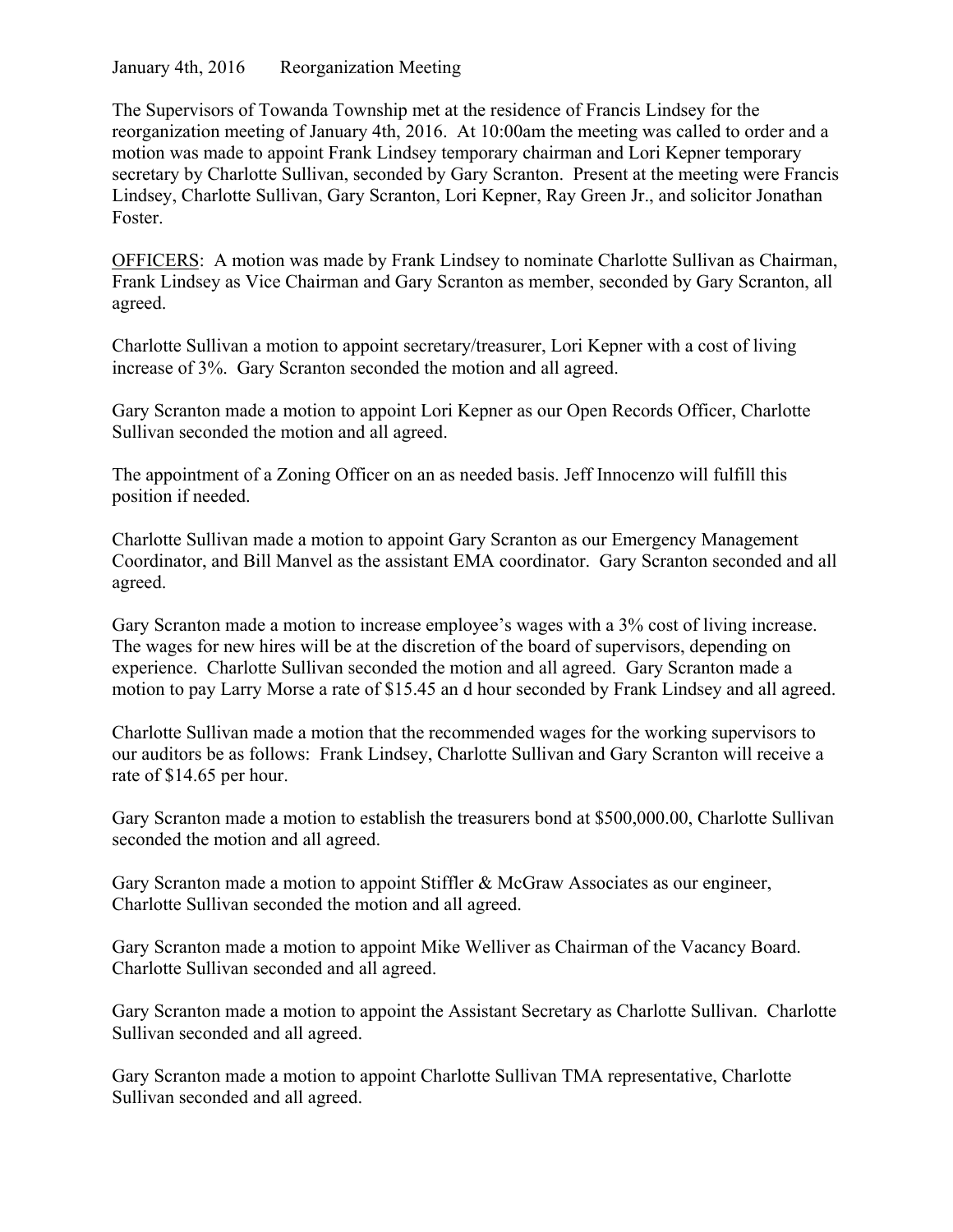January 4th, 2016 Reorganization Meeting

The Supervisors of Towanda Township met at the residence of Francis Lindsey for the reorganization meeting of January 4th, 2016. At 10:00am the meeting was called to order and a motion was made to appoint Frank Lindsey temporary chairman and Lori Kepner temporary secretary by Charlotte Sullivan, seconded by Gary Scranton. Present at the meeting were Francis Lindsey, Charlotte Sullivan, Gary Scranton, Lori Kepner, Ray Green Jr., and solicitor Jonathan Foster.

OFFICERS: A motion was made by Frank Lindsey to nominate Charlotte Sullivan as Chairman, Frank Lindsey as Vice Chairman and Gary Scranton as member, seconded by Gary Scranton, all agreed.

Charlotte Sullivan a motion to appoint secretary/treasurer, Lori Kepner with a cost of living increase of 3%. Gary Scranton seconded the motion and all agreed.

Gary Scranton made a motion to appoint Lori Kepner as our Open Records Officer, Charlotte Sullivan seconded the motion and all agreed.

The appointment of a Zoning Officer on an as needed basis. Jeff Innocenzo will fulfill this position if needed.

Charlotte Sullivan made a motion to appoint Gary Scranton as our Emergency Management Coordinator, and Bill Manvel as the assistant EMA coordinator. Gary Scranton seconded and all agreed.

Gary Scranton made a motion to increase employee's wages with a 3% cost of living increase. The wages for new hires will be at the discretion of the board of supervisors, depending on experience. Charlotte Sullivan seconded the motion and all agreed. Gary Scranton made a motion to pay Larry Morse a rate of $15.45 an d hour seconded by Frank Lindsey and all agreed.

Charlotte Sullivan made a motion that the recommended wages for the working supervisors to our auditors be as follows: Frank Lindsey, Charlotte Sullivan and Gary Scranton will receive a rate of $14.65 per hour.

Gary Scranton made a motion to establish the treasurers bond at $500,000.00, Charlotte Sullivan seconded the motion and all agreed.

Gary Scranton made a motion to appoint Stiffler & McGraw Associates as our engineer, Charlotte Sullivan seconded the motion and all agreed.

Gary Scranton made a motion to appoint Mike Welliver as Chairman of the Vacancy Board. Charlotte Sullivan seconded and all agreed.

Gary Scranton made a motion to appoint the Assistant Secretary as Charlotte Sullivan. Charlotte Sullivan seconded and all agreed.

Gary Scranton made a motion to appoint Charlotte Sullivan TMA representative, Charlotte Sullivan seconded and all agreed.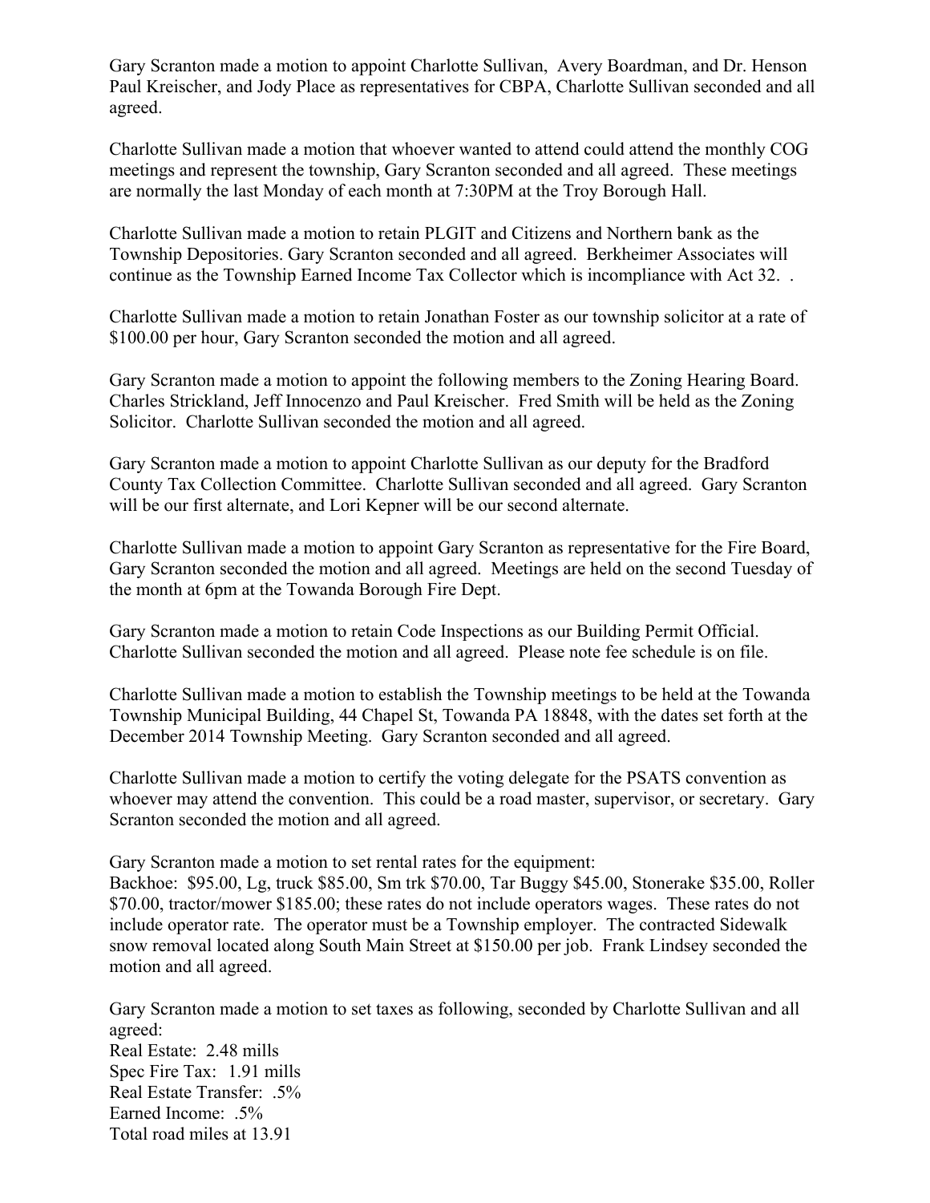Gary Scranton made a motion to appoint Charlotte Sullivan, Avery Boardman, and Dr. Henson Paul Kreischer, and Jody Place as representatives for CBPA, Charlotte Sullivan seconded and all agreed.

Charlotte Sullivan made a motion that whoever wanted to attend could attend the monthly COG meetings and represent the township, Gary Scranton seconded and all agreed. These meetings are normally the last Monday of each month at 7:30PM at the Troy Borough Hall.

Charlotte Sullivan made a motion to retain PLGIT and Citizens and Northern bank as the Township Depositories. Gary Scranton seconded and all agreed. Berkheimer Associates will continue as the Township Earned Income Tax Collector which is incompliance with Act 32. .

Charlotte Sullivan made a motion to retain Jonathan Foster as our township solicitor at a rate of $100.00 per hour, Gary Scranton seconded the motion and all agreed.

Gary Scranton made a motion to appoint the following members to the Zoning Hearing Board. Charles Strickland, Jeff Innocenzo and Paul Kreischer. Fred Smith will be held as the Zoning Solicitor. Charlotte Sullivan seconded the motion and all agreed.

Gary Scranton made a motion to appoint Charlotte Sullivan as our deputy for the Bradford County Tax Collection Committee. Charlotte Sullivan seconded and all agreed. Gary Scranton will be our first alternate, and Lori Kepner will be our second alternate.

Charlotte Sullivan made a motion to appoint Gary Scranton as representative for the Fire Board, Gary Scranton seconded the motion and all agreed. Meetings are held on the second Tuesday of the month at 6pm at the Towanda Borough Fire Dept.

Gary Scranton made a motion to retain Code Inspections as our Building Permit Official. Charlotte Sullivan seconded the motion and all agreed. Please note fee schedule is on file.

Charlotte Sullivan made a motion to establish the Township meetings to be held at the Towanda Township Municipal Building, 44 Chapel St, Towanda PA 18848, with the dates set forth at the December 2014 Township Meeting. Gary Scranton seconded and all agreed.

Charlotte Sullivan made a motion to certify the voting delegate for the PSATS convention as whoever may attend the convention. This could be a road master, supervisor, or secretary. Gary Scranton seconded the motion and all agreed.

Gary Scranton made a motion to set rental rates for the equipment:
Backhoe: $95.00, Lg, truck $85.00, Sm trk $70.00, Tar Buggy $45.00, Stonerake $35.00, Roller $70.00, tractor/mower $185.00; these rates do not include operators wages. These rates do not include operator rate. The operator must be a Township employer. The contracted Sidewalk snow removal located along South Main Street at $150.00 per job. Frank Lindsey seconded the motion and all agreed.

Gary Scranton made a motion to set taxes as following, seconded by Charlotte Sullivan and all agreed:
Real Estate: 2.48 mills
Spec Fire Tax: 1.91 mills
Real Estate Transfer: .5%
Earned Income: .5%
Total road miles at 13.91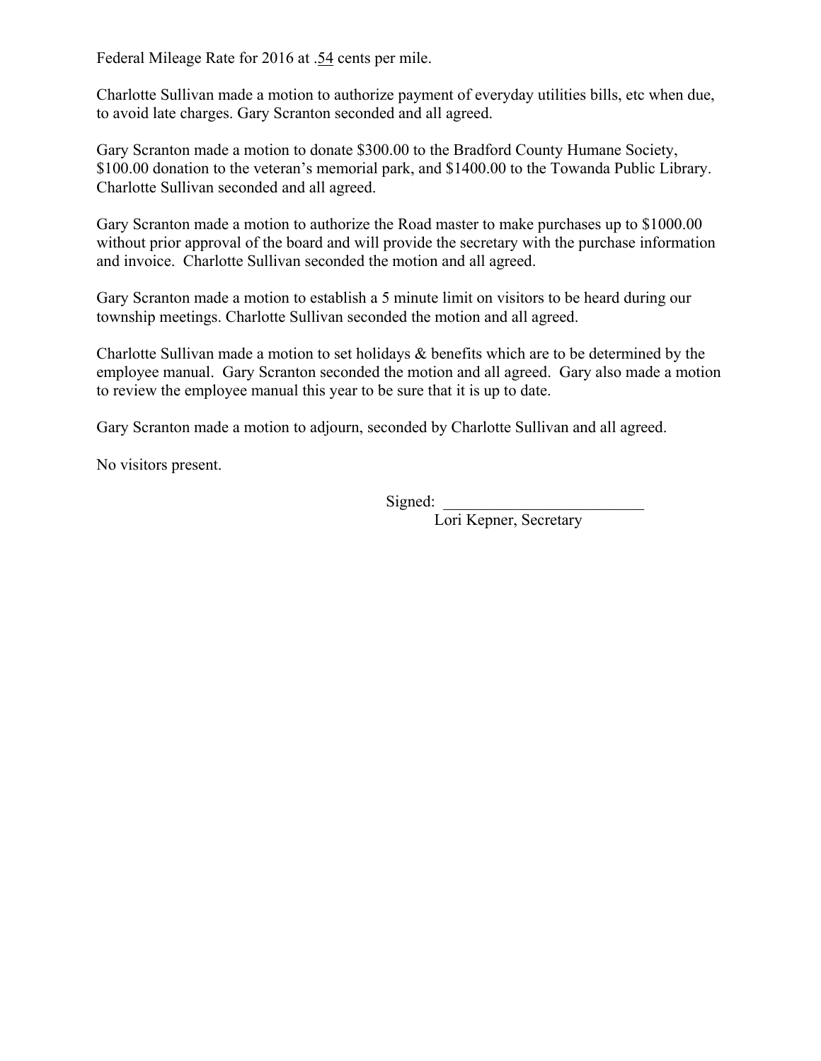Federal Mileage Rate for 2016 at .54 cents per mile.

Charlotte Sullivan made a motion to authorize payment of everyday utilities bills, etc when due, to avoid late charges. Gary Scranton seconded and all agreed.

Gary Scranton made a motion to donate $300.00 to the Bradford County Humane Society, $100.00 donation to the veteran's memorial park, and $1400.00 to the Towanda Public Library. Charlotte Sullivan seconded and all agreed.

Gary Scranton made a motion to authorize the Road master to make purchases up to $1000.00 without prior approval of the board and will provide the secretary with the purchase information and invoice. Charlotte Sullivan seconded the motion and all agreed.

Gary Scranton made a motion to establish a 5 minute limit on visitors to be heard during our township meetings. Charlotte Sullivan seconded the motion and all agreed.

Charlotte Sullivan made a motion to set holidays & benefits which are to be determined by the employee manual. Gary Scranton seconded the motion and all agreed. Gary also made a motion to review the employee manual this year to be sure that it is up to date.

Gary Scranton made a motion to adjourn, seconded by Charlotte Sullivan and all agreed.

No visitors present.

Signed: ________________________

Lori Kepner, Secretary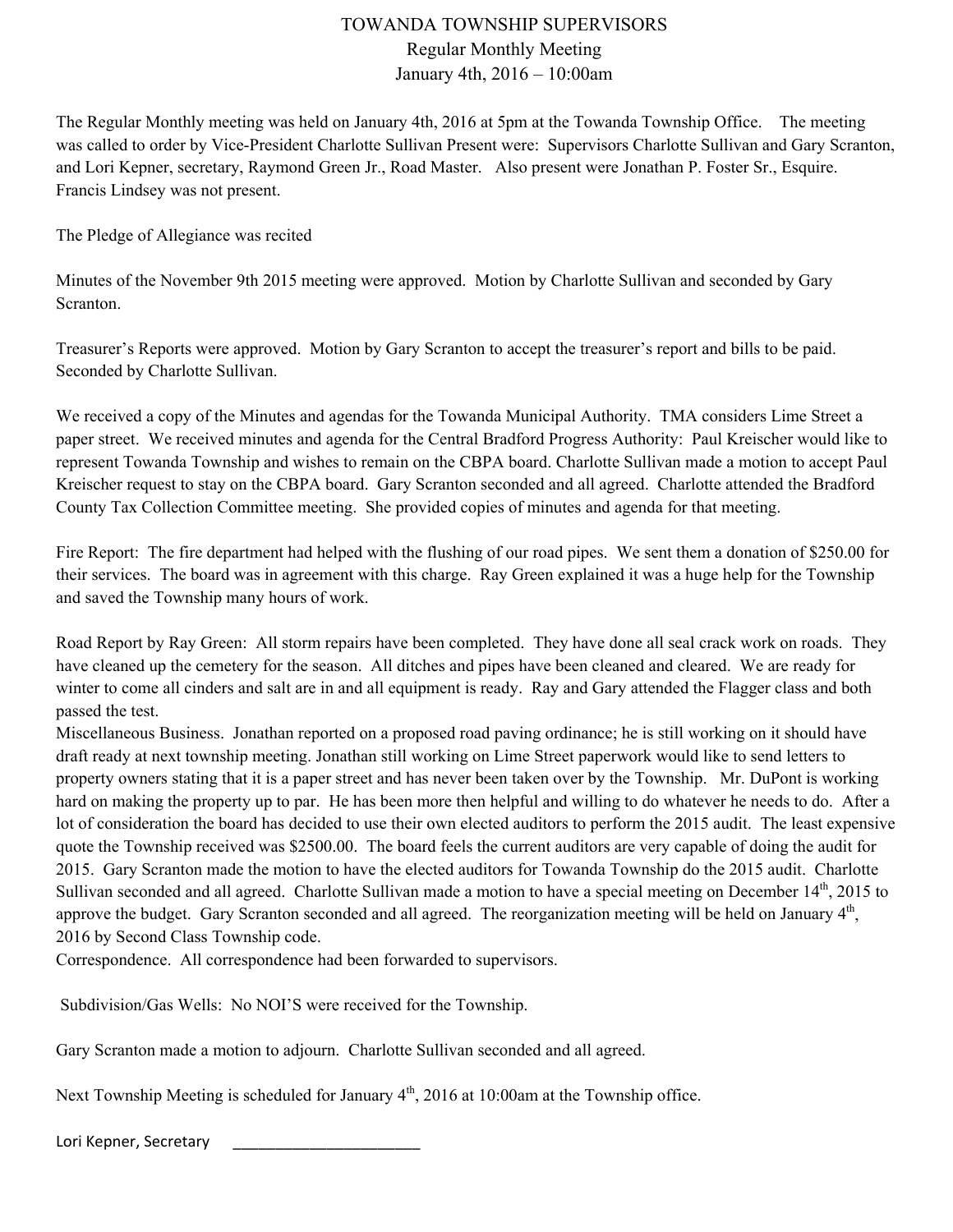# TOWANDA TOWNSHIP SUPERVISORS

Regular Monthly Meeting

January 4th, 2016 – 10:00am

The Regular Monthly meeting was held on January 4th, 2016 at 5pm at the Towanda Township Office. The meeting was called to order by Vice-President Charlotte Sullivan Present were: Supervisors Charlotte Sullivan and Gary Scranton, and Lori Kepner, secretary, Raymond Green Jr., Road Master. Also present were Jonathan P. Foster Sr., Esquire. Francis Lindsey was not present.

The Pledge of Allegiance was recited

Minutes of the November 9th 2015 meeting were approved. Motion by Charlotte Sullivan and seconded by Gary Scranton.

Treasurer's Reports were approved. Motion by Gary Scranton to accept the treasurer's report and bills to be paid. Seconded by Charlotte Sullivan.

We received a copy of the Minutes and agendas for the Towanda Municipal Authority. TMA considers Lime Street a paper street. We received minutes and agenda for the Central Bradford Progress Authority: Paul Kreischer would like to represent Towanda Township and wishes to remain on the CBPA board. Charlotte Sullivan made a motion to accept Paul Kreischer request to stay on the CBPA board. Gary Scranton seconded and all agreed. Charlotte attended the Bradford County Tax Collection Committee meeting. She provided copies of minutes and agenda for that meeting.

Fire Report: The fire department had helped with the flushing of our road pipes. We sent them a donation of $250.00 for their services. The board was in agreement with this charge. Ray Green explained it was a huge help for the Township and saved the Township many hours of work.

Road Report by Ray Green: All storm repairs have been completed. They have done all seal crack work on roads. They have cleaned up the cemetery for the season. All ditches and pipes have been cleaned and cleared. We are ready for winter to come all cinders and salt are in and all equipment is ready. Ray and Gary attended the Flagger class and both passed the test.

Miscellaneous Business. Jonathan reported on a proposed road paving ordinance; he is still working on it should have draft ready at next township meeting. Jonathan still working on Lime Street paperwork would like to send letters to property owners stating that it is a paper street and has never been taken over by the Township. Mr. DuPont is working hard on making the property up to par. He has been more then helpful and willing to do whatever he needs to do. After a lot of consideration the board has decided to use their own elected auditors to perform the 2015 audit. The least expensive quote the Township received was $2500.00. The board feels the current auditors are very capable of doing the audit for 2015. Gary Scranton made the motion to have the elected auditors for Towanda Township do the 2015 audit. Charlotte Sullivan seconded and all agreed. Charlotte Sullivan made a motion to have a special meeting on December 14th, 2015 to approve the budget. Gary Scranton seconded and all agreed. The reorganization meeting will be held on January 4th, 2016 by Second Class Township code.

Correspondence. All correspondence had been forwarded to supervisors.

Subdivision/Gas Wells: No NOI'S were received for the Township.

Gary Scranton made a motion to adjourn. Charlotte Sullivan seconded and all agreed.

Next Township Meeting is scheduled for January 4th, 2016 at 10:00am at the Township office.

Lori Kepner, Secretary _______________________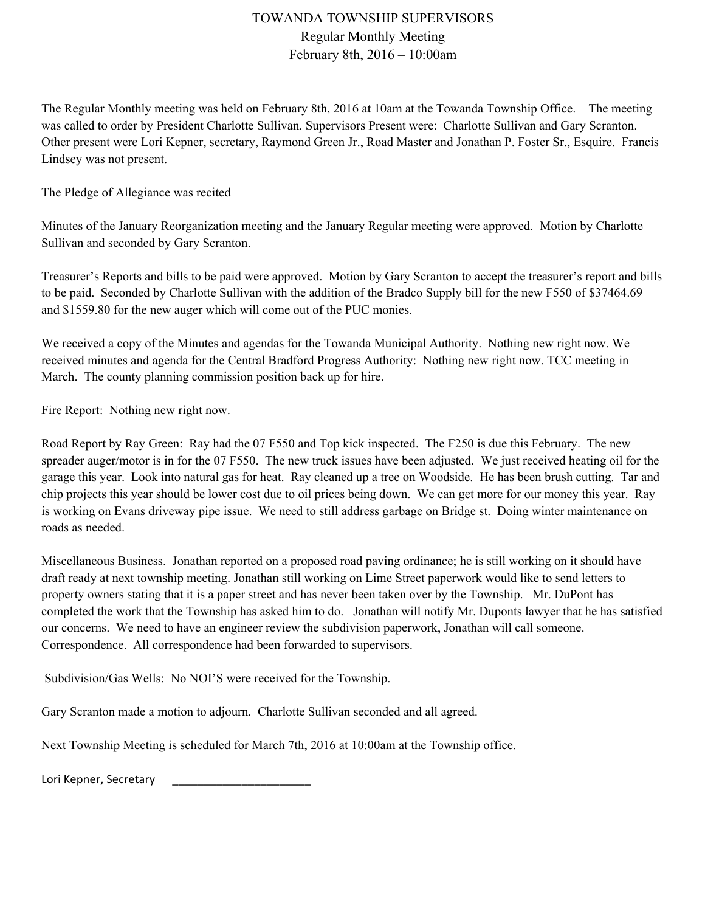# TOWANDA TOWNSHIP SUPERVISORS

Regular Monthly Meeting

February 8th, 2016 – 10:00am

The Regular Monthly meeting was held on February 8th, 2016 at 10am at the Towanda Township Office. The meeting was called to order by President Charlotte Sullivan. Supervisors Present were: Charlotte Sullivan and Gary Scranton. Other present were Lori Kepner, secretary, Raymond Green Jr., Road Master and Jonathan P. Foster Sr., Esquire. Francis Lindsey was not present.

The Pledge of Allegiance was recited

Minutes of the January Reorganization meeting and the January Regular meeting were approved. Motion by Charlotte Sullivan and seconded by Gary Scranton.

Treasurer's Reports and bills to be paid were approved. Motion by Gary Scranton to accept the treasurer's report and bills to be paid. Seconded by Charlotte Sullivan with the addition of the Bradco Supply bill for the new F550 of $37464.69 and $1559.80 for the new auger which will come out of the PUC monies.

We received a copy of the Minutes and agendas for the Towanda Municipal Authority. Nothing new right now. We received minutes and agenda for the Central Bradford Progress Authority: Nothing new right now. TCC meeting in March. The county planning commission position back up for hire.

Fire Report: Nothing new right now.

Road Report by Ray Green: Ray had the 07 F550 and Top kick inspected. The F250 is due this February. The new spreader auger/motor is in for the 07 F550. The new truck issues have been adjusted. We just received heating oil for the garage this year. Look into natural gas for heat. Ray cleaned up a tree on Woodside. He has been brush cutting. Tar and chip projects this year should be lower cost due to oil prices being down. We can get more for our money this year. Ray is working on Evans driveway pipe issue. We need to still address garbage on Bridge st. Doing winter maintenance on roads as needed.

Miscellaneous Business. Jonathan reported on a proposed road paving ordinance; he is still working on it should have draft ready at next township meeting. Jonathan still working on Lime Street paperwork would like to send letters to property owners stating that it is a paper street and has never been taken over by the Township. Mr. DuPont has completed the work that the Township has asked him to do. Jonathan will notify Mr. Duponts lawyer that he has satisfied our concerns. We need to have an engineer review the subdivision paperwork, Jonathan will call someone. Correspondence. All correspondence had been forwarded to supervisors.

Subdivision/Gas Wells: No NOI'S were received for the Township.

Gary Scranton made a motion to adjourn. Charlotte Sullivan seconded and all agreed.

Next Township Meeting is scheduled for March 7th, 2016 at 10:00am at the Township office.

Lori Kepner, Secretary _______________________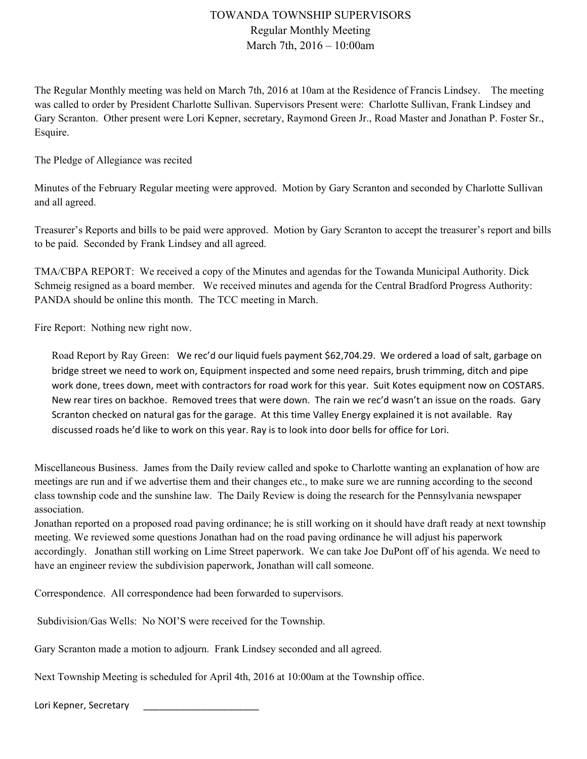# TOWANDA TOWNSHIP SUPERVISORS
## Regular Monthly Meeting
## March 7th, 2016 – 10:00am

The Regular Monthly meeting was held on March 7th, 2016 at 10am at the Residence of Francis Lindsey. The meeting was called to order by President Charlotte Sullivan. Supervisors Present were: Charlotte Sullivan, Frank Lindsey and Gary Scranton. Other present were Lori Kepner, secretary, Raymond Green Jr., Road Master and Jonathan P. Foster Sr., Esquire.

The Pledge of Allegiance was recited

Minutes of the February Regular meeting were approved. Motion by Gary Scranton and seconded by Charlotte Sullivan and all agreed.

Treasurer's Reports and bills to be paid were approved. Motion by Gary Scranton to accept the treasurer's report and bills to be paid. Seconded by Frank Lindsey and all agreed.

TMA/CBPA REPORT: We received a copy of the Minutes and agendas for the Towanda Municipal Authority. Dick Schmeig resigned as a board member. We received minutes and agenda for the Central Bradford Progress Authority: PANDA should be online this month. The TCC meeting in March.

Fire Report: Nothing new right now.

Road Report by Ray Green: We rec'd our liquid fuels payment $62,704.29. We ordered a load of salt, garbage on bridge street we need to work on, Equipment inspected and some need repairs, brush trimming, ditch and pipe work done, trees down, meet with contractors for road work for this year. Suit Kotes equipment now on COSTARS. New rear tires on backhoe. Removed trees that were down. The rain we rec'd wasn't an issue on the roads. Gary Scranton checked on natural gas for the garage. At this time Valley Energy explained it is not available. Ray discussed roads he'd like to work on this year. Ray is to look into door bells for office for Lori.

Miscellaneous Business. James from the Daily review called and spoke to Charlotte wanting an explanation of how are meetings are run and if we advertise them and their changes etc., to make sure we are running according to the second class township code and the sunshine law. The Daily Review is doing the research for the Pennsylvania newspaper association.
Jonathan reported on a proposed road paving ordinance; he is still working on it should have draft ready at next township meeting. We reviewed some questions Jonathan had on the road paving ordinance he will adjust his paperwork accordingly. Jonathan still working on Lime Street paperwork. We can take Joe DuPont off of his agenda. We need to have an engineer review the subdivision paperwork, Jonathan will call someone.

Correspondence. All correspondence had been forwarded to supervisors.

Subdivision/Gas Wells: No NOI'S were received for the Township.

Gary Scranton made a motion to adjourn. Frank Lindsey seconded and all agreed.

Next Township Meeting is scheduled for April 4th, 2016 at 10:00am at the Township office.

Lori Kepner, Secretary \_\_\_\_\_\_\_\_\_\_\_\_\_\_\_\_\_\_\_\_\_\_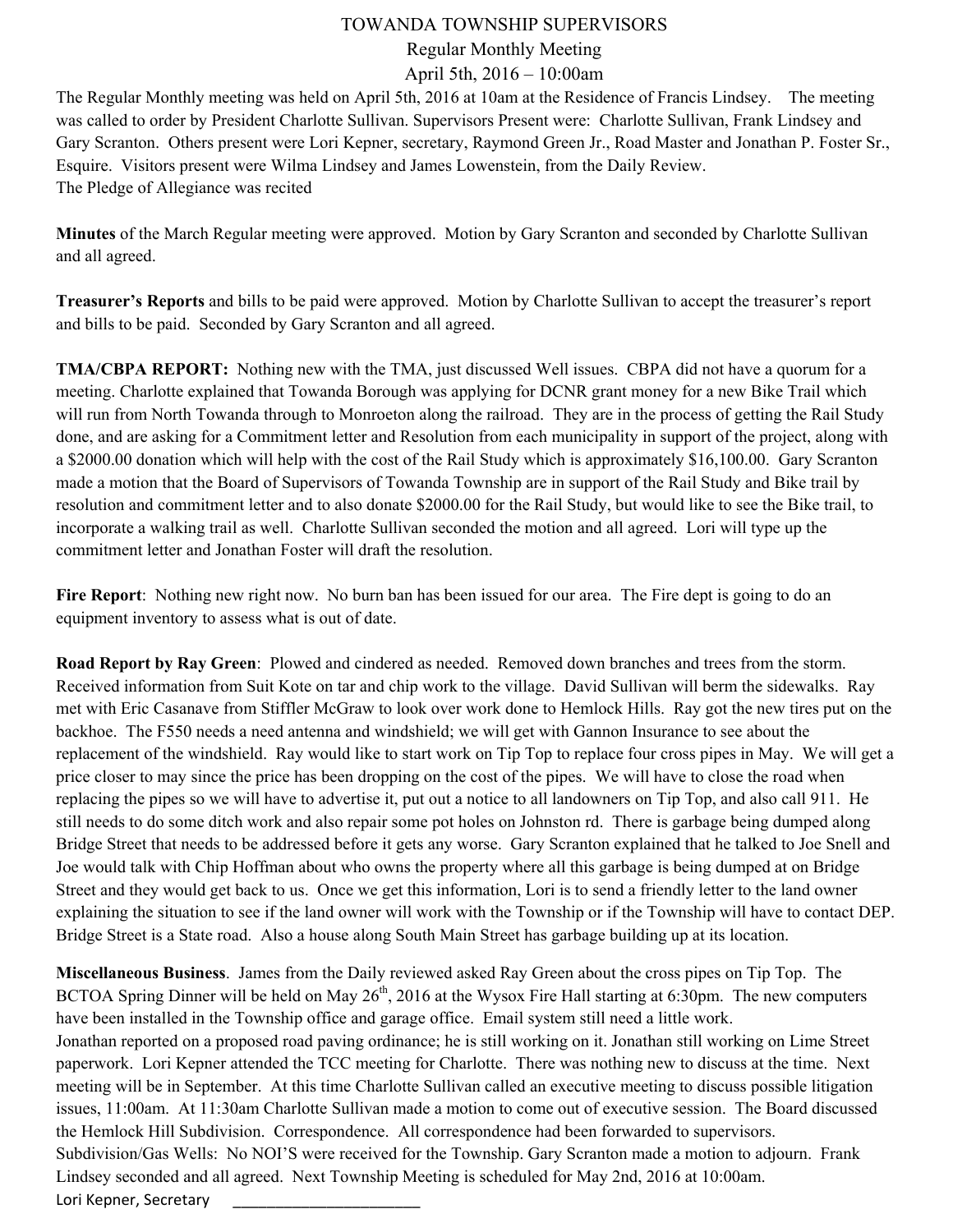# TOWANDA TOWNSHIP SUPERVISORS

## Regular Monthly Meeting

## April 5th, 2016 – 10:00am

The Regular Monthly meeting was held on April 5th, 2016 at 10am at the Residence of Francis Lindsey. The meeting was called to order by President Charlotte Sullivan. Supervisors Present were: Charlotte Sullivan, Frank Lindsey and Gary Scranton. Others present were Lori Kepner, secretary, Raymond Green Jr., Road Master and Jonathan P. Foster Sr., Esquire. Visitors present were Wilma Lindsey and James Lowenstein, from the Daily Review.
The Pledge of Allegiance was recited

**Minutes** of the March Regular meeting were approved. Motion by Gary Scranton and seconded by Charlotte Sullivan and all agreed.

**Treasurer's Reports** and bills to be paid were approved. Motion by Charlotte Sullivan to accept the treasurer's report and bills to be paid. Seconded by Gary Scranton and all agreed.

**TMA/CBPA REPORT:** Nothing new with the TMA, just discussed Well issues. CBPA did not have a quorum for a meeting. Charlotte explained that Towanda Borough was applying for DCNR grant money for a new Bike Trail which will run from North Towanda through to Monroeton along the railroad. They are in the process of getting the Rail Study done, and are asking for a Commitment letter and Resolution from each municipality in support of the project, along with a $2000.00 donation which will help with the cost of the Rail Study which is approximately $16,100.00. Gary Scranton made a motion that the Board of Supervisors of Towanda Township are in support of the Rail Study and Bike trail by resolution and commitment letter and to also donate $2000.00 for the Rail Study, but would like to see the Bike trail, to incorporate a walking trail as well. Charlotte Sullivan seconded the motion and all agreed. Lori will type up the commitment letter and Jonathan Foster will draft the resolution.

**Fire Report**: Nothing new right now. No burn ban has been issued for our area. The Fire dept is going to do an equipment inventory to assess what is out of date.

**Road Report by Ray Green**: Plowed and cindered as needed. Removed down branches and trees from the storm. Received information from Suit Kote on tar and chip work to the village. David Sullivan will berm the sidewalks. Ray met with Eric Casanave from Stiffler McGraw to look over work done to Hemlock Hills. Ray got the new tires put on the backhoe. The F550 needs a need antenna and windshield; we will get with Gannon Insurance to see about the replacement of the windshield. Ray would like to start work on Tip Top to replace four cross pipes in May. We will get a price closer to may since the price has been dropping on the cost of the pipes. We will have to close the road when replacing the pipes so we will have to advertise it, put out a notice to all landowners on Tip Top, and also call 911. He still needs to do some ditch work and also repair some pot holes on Johnston rd. There is garbage being dumped along Bridge Street that needs to be addressed before it gets any worse. Gary Scranton explained that he talked to Joe Snell and Joe would talk with Chip Hoffman about who owns the property where all this garbage is being dumped at on Bridge Street and they would get back to us. Once we get this information, Lori is to send a friendly letter to the land owner explaining the situation to see if the land owner will work with the Township or if the Township will have to contact DEP. Bridge Street is a State road. Also a house along South Main Street has garbage building up at its location.

**Miscellaneous Business**. James from the Daily reviewed asked Ray Green about the cross pipes on Tip Top. The BCTOA Spring Dinner will be held on May 26th, 2016 at the Wysox Fire Hall starting at 6:30pm. The new computers have been installed in the Township office and garage office. Email system still need a little work.
Jonathan reported on a proposed road paving ordinance; he is still working on it. Jonathan still working on Lime Street paperwork. Lori Kepner attended the TCC meeting for Charlotte. There was nothing new to discuss at the time. Next meeting will be in September. At this time Charlotte Sullivan called an executive meeting to discuss possible litigation issues, 11:00am. At 11:30am Charlotte Sullivan made a motion to come out of executive session. The Board discussed the Hemlock Hill Subdivision. Correspondence. All correspondence had been forwarded to supervisors.
Subdivision/Gas Wells: No NOI'S were received for the Township. Gary Scranton made a motion to adjourn. Frank Lindsey seconded and all agreed. Next Township Meeting is scheduled for May 2nd, 2016 at 10:00am.

Lori Kepner, Secretary ______________________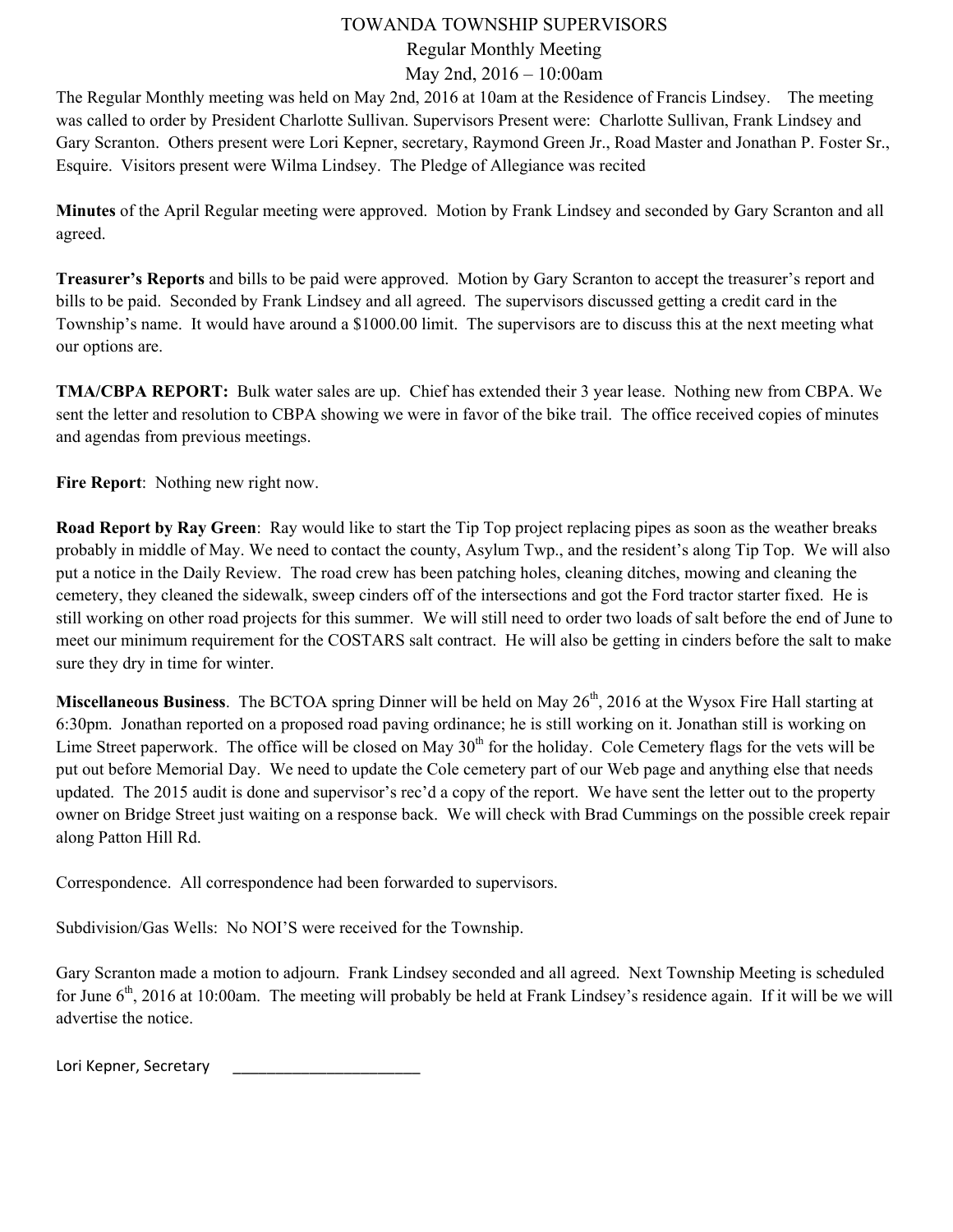# TOWANDA TOWNSHIP SUPERVISORS

## Regular Monthly Meeting

## May 2nd, 2016 – 10:00am

The Regular Monthly meeting was held on May 2nd, 2016 at 10am at the Residence of Francis Lindsey. The meeting was called to order by President Charlotte Sullivan. Supervisors Present were: Charlotte Sullivan, Frank Lindsey and Gary Scranton. Others present were Lori Kepner, secretary, Raymond Green Jr., Road Master and Jonathan P. Foster Sr., Esquire. Visitors present were Wilma Lindsey. The Pledge of Allegiance was recited

**Minutes** of the April Regular meeting were approved. Motion by Frank Lindsey and seconded by Gary Scranton and all agreed.

**Treasurer's Reports** and bills to be paid were approved. Motion by Gary Scranton to accept the treasurer's report and bills to be paid. Seconded by Frank Lindsey and all agreed. The supervisors discussed getting a credit card in the Township's name. It would have around a $1000.00 limit. The supervisors are to discuss this at the next meeting what our options are.

**TMA/CBPA REPORT:** Bulk water sales are up. Chief has extended their 3 year lease. Nothing new from CBPA. We sent the letter and resolution to CBPA showing we were in favor of the bike trail. The office received copies of minutes and agendas from previous meetings.

**Fire Report**: Nothing new right now.

**Road Report by Ray Green**: Ray would like to start the Tip Top project replacing pipes as soon as the weather breaks probably in middle of May. We need to contact the county, Asylum Twp., and the resident's along Tip Top. We will also put a notice in the Daily Review. The road crew has been patching holes, cleaning ditches, mowing and cleaning the cemetery, they cleaned the sidewalk, sweep cinders off of the intersections and got the Ford tractor starter fixed. He is still working on other road projects for this summer. We will still need to order two loads of salt before the end of June to meet our minimum requirement for the COSTARS salt contract. He will also be getting in cinders before the salt to make sure they dry in time for winter.

**Miscellaneous Business**. The BCTOA spring Dinner will be held on May 26th, 2016 at the Wysox Fire Hall starting at 6:30pm. Jonathan reported on a proposed road paving ordinance; he is still working on it. Jonathan still is working on Lime Street paperwork. The office will be closed on May 30th for the holiday. Cole Cemetery flags for the vets will be put out before Memorial Day. We need to update the Cole cemetery part of our Web page and anything else that needs updated. The 2015 audit is done and supervisor's rec'd a copy of the report. We have sent the letter out to the property owner on Bridge Street just waiting on a response back. We will check with Brad Cummings on the possible creek repair along Patton Hill Rd.

Correspondence. All correspondence had been forwarded to supervisors.

Subdivision/Gas Wells: No NOI'S were received for the Township.

Gary Scranton made a motion to adjourn. Frank Lindsey seconded and all agreed. Next Township Meeting is scheduled for June 6th, 2016 at 10:00am. The meeting will probably be held at Frank Lindsey's residence again. If it will be we will advertise the notice.

Lori Kepner, Secretary _______________________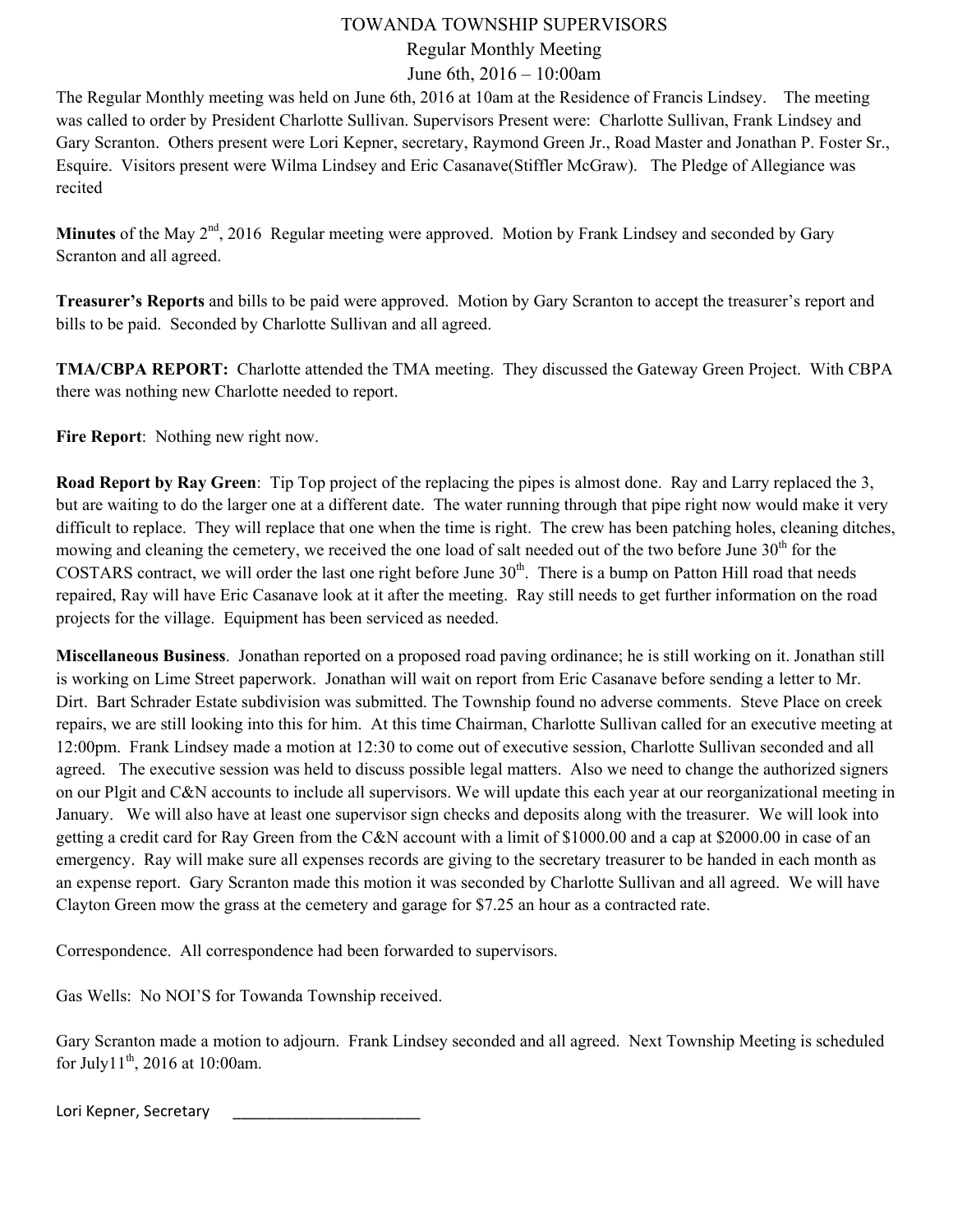# TOWANDA TOWNSHIP SUPERVISORS

## Regular Monthly Meeting

## June 6th, 2016 – 10:00am

The Regular Monthly meeting was held on June 6th, 2016 at 10am at the Residence of Francis Lindsey. The meeting was called to order by President Charlotte Sullivan. Supervisors Present were: Charlotte Sullivan, Frank Lindsey and Gary Scranton. Others present were Lori Kepner, secretary, Raymond Green Jr., Road Master and Jonathan P. Foster Sr., Esquire. Visitors present were Wilma Lindsey and Eric Casanave(Stiffler McGraw). The Pledge of Allegiance was recited

**Minutes** of the May 2nd, 2016 Regular meeting were approved. Motion by Frank Lindsey and seconded by Gary Scranton and all agreed.

**Treasurer's Reports** and bills to be paid were approved. Motion by Gary Scranton to accept the treasurer's report and bills to be paid. Seconded by Charlotte Sullivan and all agreed.

**TMA/CBPA REPORT:** Charlotte attended the TMA meeting. They discussed the Gateway Green Project. With CBPA there was nothing new Charlotte needed to report.

**Fire Report**: Nothing new right now.

**Road Report by Ray Green**: Tip Top project of the replacing the pipes is almost done. Ray and Larry replaced the 3, but are waiting to do the larger one at a different date. The water running through that pipe right now would make it very difficult to replace. They will replace that one when the time is right. The crew has been patching holes, cleaning ditches, mowing and cleaning the cemetery, we received the one load of salt needed out of the two before June 30th for the COSTARS contract, we will order the last one right before June 30th. There is a bump on Patton Hill road that needs repaired, Ray will have Eric Casanave look at it after the meeting. Ray still needs to get further information on the road projects for the village. Equipment has been serviced as needed.

**Miscellaneous Business**. Jonathan reported on a proposed road paving ordinance; he is still working on it. Jonathan still is working on Lime Street paperwork. Jonathan will wait on report from Eric Casanave before sending a letter to Mr. Dirt. Bart Schrader Estate subdivision was submitted. The Township found no adverse comments. Steve Place on creek repairs, we are still looking into this for him. At this time Chairman, Charlotte Sullivan called for an executive meeting at 12:00pm. Frank Lindsey made a motion at 12:30 to come out of executive session, Charlotte Sullivan seconded and all agreed. The executive session was held to discuss possible legal matters. Also we need to change the authorized signers on our Plgit and C&N accounts to include all supervisors. We will update this each year at our reorganizational meeting in January. We will also have at least one supervisor sign checks and deposits along with the treasurer. We will look into getting a credit card for Ray Green from the C&N account with a limit of $1000.00 and a cap at $2000.00 in case of an emergency. Ray will make sure all expenses records are giving to the secretary treasurer to be handed in each month as an expense report. Gary Scranton made this motion it was seconded by Charlotte Sullivan and all agreed. We will have Clayton Green mow the grass at the cemetery and garage for $7.25 an hour as a contracted rate.

Correspondence. All correspondence had been forwarded to supervisors.

Gas Wells: No NOI'S for Towanda Township received.

Gary Scranton made a motion to adjourn. Frank Lindsey seconded and all agreed. Next Township Meeting is scheduled for July11th, 2016 at 10:00am.

Lori Kepner, Secretary \_\_\_\_\_\_\_\_\_\_\_\_\_\_\_\_\_\_\_\_\_\_\_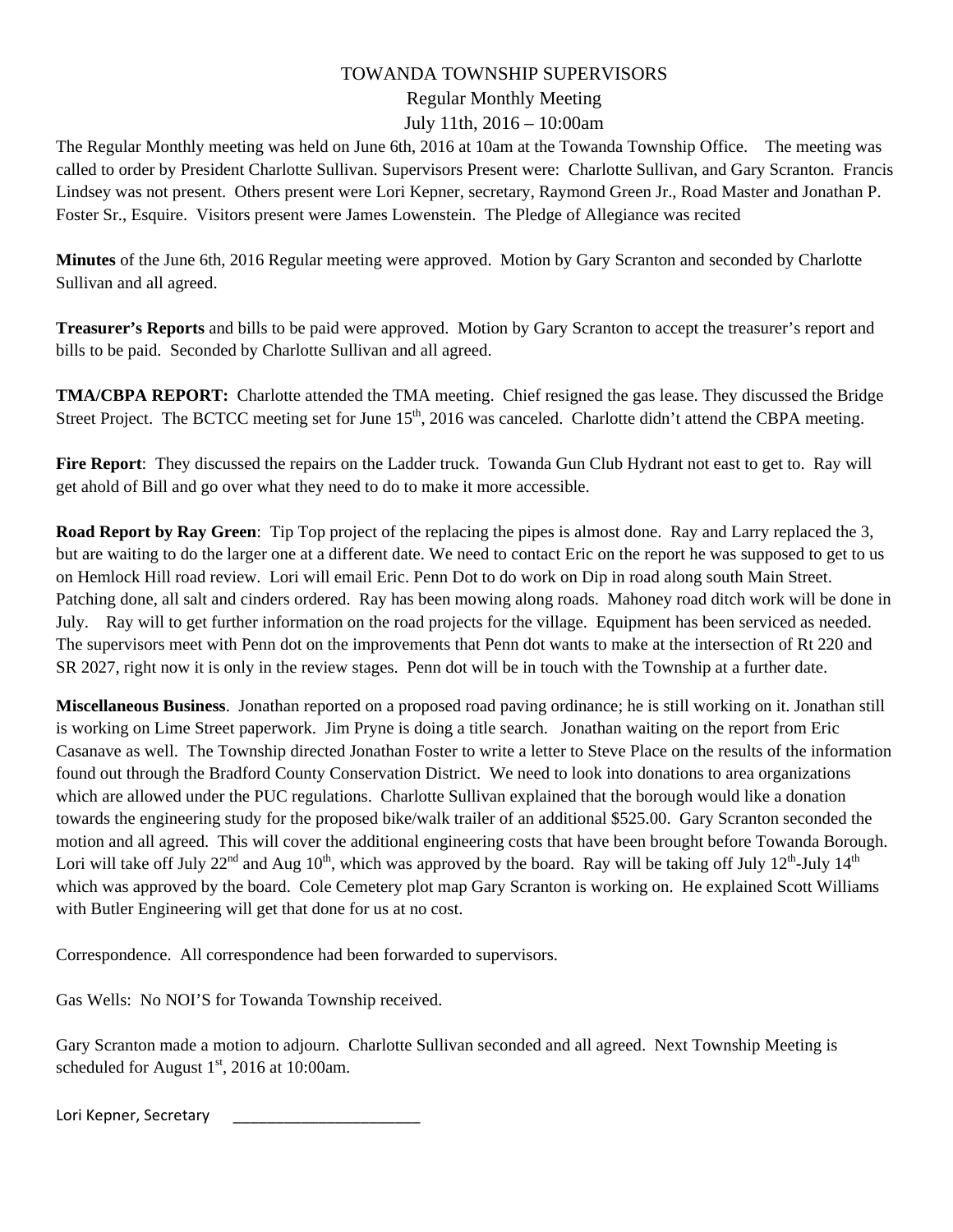# TOWANDA TOWNSHIP SUPERVISORS

## Regular Monthly Meeting

## July 11th, 2016 – 10:00am

The Regular Monthly meeting was held on June 6th, 2016 at 10am at the Towanda Township Office. The meeting was called to order by President Charlotte Sullivan. Supervisors Present were: Charlotte Sullivan, and Gary Scranton. Francis Lindsey was not present. Others present were Lori Kepner, secretary, Raymond Green Jr., Road Master and Jonathan P. Foster Sr., Esquire. Visitors present were James Lowenstein. The Pledge of Allegiance was recited

**Minutes** of the June 6th, 2016 Regular meeting were approved. Motion by Gary Scranton and seconded by Charlotte Sullivan and all agreed.

**Treasurer's Reports** and bills to be paid were approved. Motion by Gary Scranton to accept the treasurer's report and bills to be paid. Seconded by Charlotte Sullivan and all agreed.

**TMA/CBPA REPORT:** Charlotte attended the TMA meeting. Chief resigned the gas lease. They discussed the Bridge Street Project. The BCTCC meeting set for June 15th, 2016 was canceled. Charlotte didn't attend the CBPA meeting.

**Fire Report**: They discussed the repairs on the Ladder truck. Towanda Gun Club Hydrant not east to get to. Ray will get ahold of Bill and go over what they need to do to make it more accessible.

**Road Report by Ray Green**: Tip Top project of the replacing the pipes is almost done. Ray and Larry replaced the 3, but are waiting to do the larger one at a different date. We need to contact Eric on the report he was supposed to get to us on Hemlock Hill road review. Lori will email Eric. Penn Dot to do work on Dip in road along south Main Street. Patching done, all salt and cinders ordered. Ray has been mowing along roads. Mahoney road ditch work will be done in July. Ray will to get further information on the road projects for the village. Equipment has been serviced as needed. The supervisors meet with Penn dot on the improvements that Penn dot wants to make at the intersection of Rt 220 and SR 2027, right now it is only in the review stages. Penn dot will be in touch with the Township at a further date.

**Miscellaneous Business**. Jonathan reported on a proposed road paving ordinance; he is still working on it. Jonathan still is working on Lime Street paperwork. Jim Pryne is doing a title search. Jonathan waiting on the report from Eric Casanave as well. The Township directed Jonathan Foster to write a letter to Steve Place on the results of the information found out through the Bradford County Conservation District. We need to look into donations to area organizations which are allowed under the PUC regulations. Charlotte Sullivan explained that the borough would like a donation towards the engineering study for the proposed bike/walk trailer of an additional $525.00. Gary Scranton seconded the motion and all agreed. This will cover the additional engineering costs that have been brought before Towanda Borough. Lori will take off July 22nd and Aug 10th, which was approved by the board. Ray will be taking off July 12th-July 14th which was approved by the board. Cole Cemetery plot map Gary Scranton is working on. He explained Scott Williams with Butler Engineering will get that done for us at no cost.

Correspondence. All correspondence had been forwarded to supervisors.

Gas Wells: No NOI'S for Towanda Township received.

Gary Scranton made a motion to adjourn. Charlotte Sullivan seconded and all agreed. Next Township Meeting is scheduled for August 1st, 2016 at 10:00am.

Lori Kepner, Secretary \_\_\_\_\_\_\_\_\_\_\_\_\_\_\_\_\_\_\_\_\_\_\_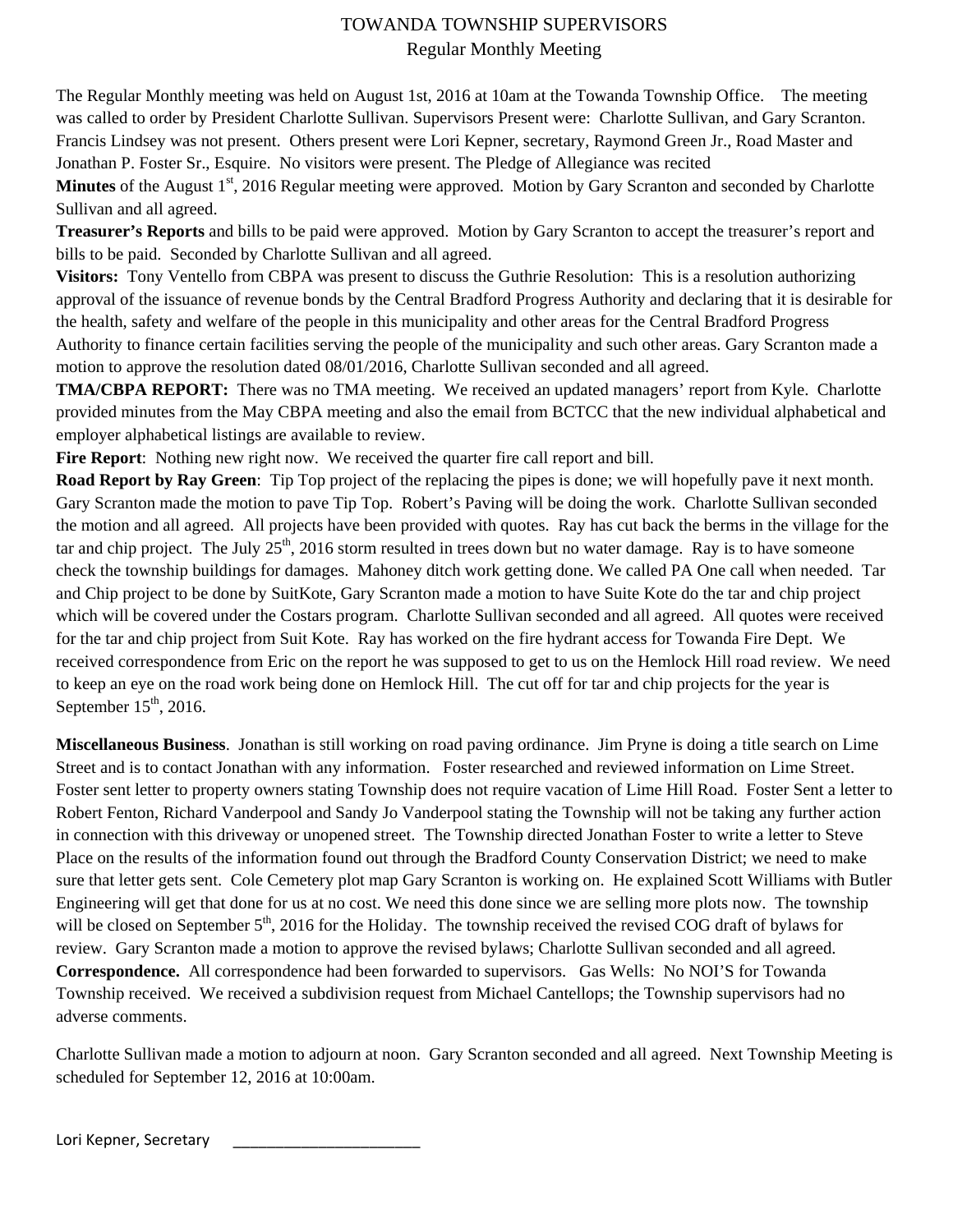# TOWANDA TOWNSHIP SUPERVISORS
## Regular Monthly Meeting

The Regular Monthly meeting was held on August 1st, 2016 at 10am at the Towanda Township Office. The meeting was called to order by President Charlotte Sullivan. Supervisors Present were: Charlotte Sullivan, and Gary Scranton. Francis Lindsey was not present. Others present were Lori Kepner, secretary, Raymond Green Jr., Road Master and Jonathan P. Foster Sr., Esquire. No visitors were present. The Pledge of Allegiance was recited

**Minutes** of the August 1st, 2016 Regular meeting were approved. Motion by Gary Scranton and seconded by Charlotte Sullivan and all agreed.

**Treasurer's Reports** and bills to be paid were approved. Motion by Gary Scranton to accept the treasurer's report and bills to be paid. Seconded by Charlotte Sullivan and all agreed.

**Visitors:** Tony Ventello from CBPA was present to discuss the Guthrie Resolution: This is a resolution authorizing approval of the issuance of revenue bonds by the Central Bradford Progress Authority and declaring that it is desirable for the health, safety and welfare of the people in this municipality and other areas for the Central Bradford Progress Authority to finance certain facilities serving the people of the municipality and such other areas. Gary Scranton made a motion to approve the resolution dated 08/01/2016, Charlotte Sullivan seconded and all agreed.

**TMA/CBPA REPORT:** There was no TMA meeting. We received an updated managers' report from Kyle. Charlotte provided minutes from the May CBPA meeting and also the email from BCTCC that the new individual alphabetical and employer alphabetical listings are available to review.

**Fire Report**: Nothing new right now. We received the quarter fire call report and bill.

**Road Report by Ray Green**: Tip Top project of the replacing the pipes is done; we will hopefully pave it next month. Gary Scranton made the motion to pave Tip Top. Robert's Paving will be doing the work. Charlotte Sullivan seconded the motion and all agreed. All projects have been provided with quotes. Ray has cut back the berms in the village for the tar and chip project. The July 25th, 2016 storm resulted in trees down but no water damage. Ray is to have someone check the township buildings for damages. Mahoney ditch work getting done. We called PA One call when needed. Tar and Chip project to be done by SuitKote, Gary Scranton made a motion to have Suite Kote do the tar and chip project which will be covered under the Costars program. Charlotte Sullivan seconded and all agreed. All quotes were received for the tar and chip project from Suit Kote. Ray has worked on the fire hydrant access for Towanda Fire Dept. We received correspondence from Eric on the report he was supposed to get to us on the Hemlock Hill road review. We need to keep an eye on the road work being done on Hemlock Hill. The cut off for tar and chip projects for the year is September 15th, 2016.

**Miscellaneous Business**. Jonathan is still working on road paving ordinance. Jim Pryne is doing a title search on Lime Street and is to contact Jonathan with any information. Foster researched and reviewed information on Lime Street. Foster sent letter to property owners stating Township does not require vacation of Lime Hill Road. Foster Sent a letter to Robert Fenton, Richard Vanderpool and Sandy Jo Vanderpool stating the Township will not be taking any further action in connection with this driveway or unopened street. The Township directed Jonathan Foster to write a letter to Steve Place on the results of the information found out through the Bradford County Conservation District; we need to make sure that letter gets sent. Cole Cemetery plot map Gary Scranton is working on. He explained Scott Williams with Butler Engineering will get that done for us at no cost. We need this done since we are selling more plots now. The township will be closed on September 5th, 2016 for the Holiday. The township received the revised COG draft of bylaws for review. Gary Scranton made a motion to approve the revised bylaws; Charlotte Sullivan seconded and all agreed.

**Correspondence.** All correspondence had been forwarded to supervisors. Gas Wells: No NOI'S for Towanda Township received. We received a subdivision request from Michael Cantellops; the Township supervisors had no adverse comments.

Charlotte Sullivan made a motion to adjourn at noon. Gary Scranton seconded and all agreed. Next Township Meeting is scheduled for September 12, 2016 at 10:00am.

Lori Kepner, Secretary ______________________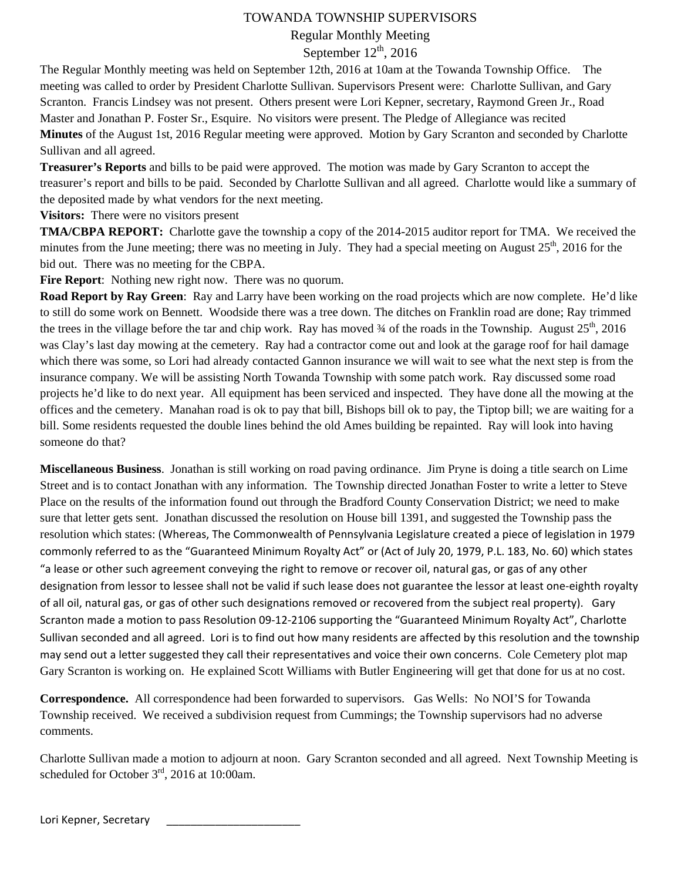# TOWANDA TOWNSHIP SUPERVISORS

## Regular Monthly Meeting

## September 12th, 2016

The Regular Monthly meeting was held on September 12th, 2016 at 10am at the Towanda Township Office. The meeting was called to order by President Charlotte Sullivan. Supervisors Present were: Charlotte Sullivan, and Gary Scranton. Francis Lindsey was not present. Others present were Lori Kepner, secretary, Raymond Green Jr., Road Master and Jonathan P. Foster Sr., Esquire. No visitors were present. The Pledge of Allegiance was recited

**Minutes** of the August 1st, 2016 Regular meeting were approved. Motion by Gary Scranton and seconded by Charlotte Sullivan and all agreed.

**Treasurer's Reports** and bills to be paid were approved. The motion was made by Gary Scranton to accept the treasurer's report and bills to be paid. Seconded by Charlotte Sullivan and all agreed. Charlotte would like a summary of the deposited made by what vendors for the next meeting.

**Visitors:** There were no visitors present

**TMA/CBPA REPORT:** Charlotte gave the township a copy of the 2014-2015 auditor report for TMA. We received the minutes from the June meeting; there was no meeting in July. They had a special meeting on August 25th, 2016 for the bid out. There was no meeting for the CBPA.

**Fire Report**: Nothing new right now. There was no quorum.

**Road Report by Ray Green**: Ray and Larry have been working on the road projects which are now complete. He'd like to still do some work on Bennett. Woodside there was a tree down. The ditches on Franklin road are done; Ray trimmed the trees in the village before the tar and chip work. Ray has moved ¾ of the roads in the Township. August 25th, 2016 was Clay's last day mowing at the cemetery. Ray had a contractor come out and look at the garage roof for hail damage which there was some, so Lori had already contacted Gannon insurance we will wait to see what the next step is from the insurance company. We will be assisting North Towanda Township with some patch work. Ray discussed some road projects he'd like to do next year. All equipment has been serviced and inspected. They have done all the mowing at the offices and the cemetery. Manahan road is ok to pay that bill, Bishops bill ok to pay, the Tiptop bill; we are waiting for a bill. Some residents requested the double lines behind the old Ames building be repainted. Ray will look into having someone do that?

**Miscellaneous Business**. Jonathan is still working on road paving ordinance. Jim Pryne is doing a title search on Lime Street and is to contact Jonathan with any information. The Township directed Jonathan Foster to write a letter to Steve Place on the results of the information found out through the Bradford County Conservation District; we need to make sure that letter gets sent. Jonathan discussed the resolution on House bill 1391, and suggested the Township pass the resolution which states: (Whereas, The Commonwealth of Pennsylvania Legislature created a piece of legislation in 1979 commonly referred to as the "Guaranteed Minimum Royalty Act" or (Act of July 20, 1979, P.L. 183, No. 60) which states "a lease or other such agreement conveying the right to remove or recover oil, natural gas, or gas of any other designation from lessor to lessee shall not be valid if such lease does not guarantee the lessor at least one-eighth royalty of all oil, natural gas, or gas of other such designations removed or recovered from the subject real property). Gary Scranton made a motion to pass Resolution 09-12-2106 supporting the "Guaranteed Minimum Royalty Act", Charlotte Sullivan seconded and all agreed. Lori is to find out how many residents are affected by this resolution and the township may send out a letter suggested they call their representatives and voice their own concerns. Cole Cemetery plot map Gary Scranton is working on. He explained Scott Williams with Butler Engineering will get that done for us at no cost.

**Correspondence.** All correspondence had been forwarded to supervisors. Gas Wells: No NOI'S for Towanda Township received. We received a subdivision request from Cummings; the Township supervisors had no adverse comments.

Charlotte Sullivan made a motion to adjourn at noon. Gary Scranton seconded and all agreed. Next Township Meeting is scheduled for October 3rd, 2016 at 10:00am.

Lori Kepner, Secretary \_\_\_\_\_\_\_\_\_\_\_\_\_\_\_\_\_\_\_\_\_\_\_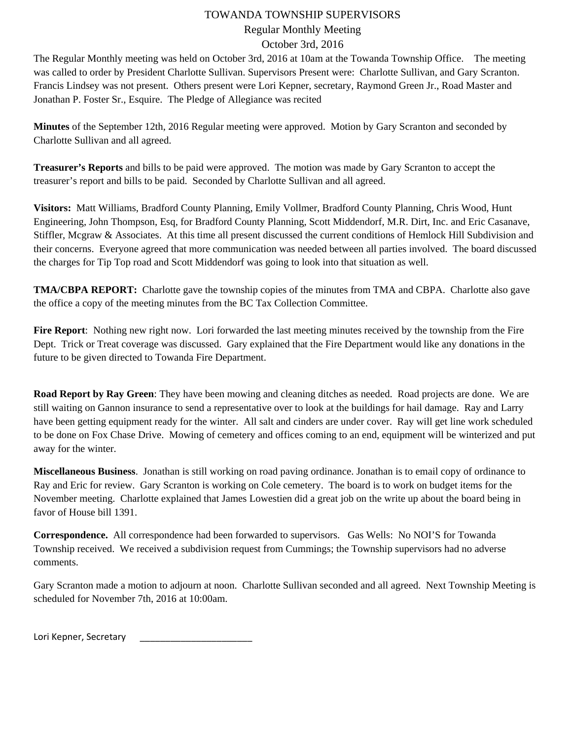# TOWANDA TOWNSHIP SUPERVISORS

## Regular Monthly Meeting

## October 3rd, 2016

The Regular Monthly meeting was held on October 3rd, 2016 at 10am at the Towanda Township Office. The meeting was called to order by President Charlotte Sullivan. Supervisors Present were: Charlotte Sullivan, and Gary Scranton. Francis Lindsey was not present. Others present were Lori Kepner, secretary, Raymond Green Jr., Road Master and Jonathan P. Foster Sr., Esquire. The Pledge of Allegiance was recited

**Minutes** of the September 12th, 2016 Regular meeting were approved. Motion by Gary Scranton and seconded by Charlotte Sullivan and all agreed.

**Treasurer's Reports** and bills to be paid were approved. The motion was made by Gary Scranton to accept the treasurer's report and bills to be paid. Seconded by Charlotte Sullivan and all agreed.

**Visitors:** Matt Williams, Bradford County Planning, Emily Vollmer, Bradford County Planning, Chris Wood, Hunt Engineering, John Thompson, Esq, for Bradford County Planning, Scott Middendorf, M.R. Dirt, Inc. and Eric Casanave, Stiffler, Mcgraw & Associates. At this time all present discussed the current conditions of Hemlock Hill Subdivision and their concerns. Everyone agreed that more communication was needed between all parties involved. The board discussed the charges for Tip Top road and Scott Middendorf was going to look into that situation as well.

**TMA/CBPA REPORT:** Charlotte gave the township copies of the minutes from TMA and CBPA. Charlotte also gave the office a copy of the meeting minutes from the BC Tax Collection Committee.

**Fire Report**: Nothing new right now. Lori forwarded the last meeting minutes received by the township from the Fire Dept. Trick or Treat coverage was discussed. Gary explained that the Fire Department would like any donations in the future to be given directed to Towanda Fire Department.

**Road Report by Ray Green**: They have been mowing and cleaning ditches as needed. Road projects are done. We are still waiting on Gannon insurance to send a representative over to look at the buildings for hail damage. Ray and Larry have been getting equipment ready for the winter. All salt and cinders are under cover. Ray will get line work scheduled to be done on Fox Chase Drive. Mowing of cemetery and offices coming to an end, equipment will be winterized and put away for the winter.

**Miscellaneous Business**. Jonathan is still working on road paving ordinance. Jonathan is to email copy of ordinance to Ray and Eric for review. Gary Scranton is working on Cole cemetery. The board is to work on budget items for the November meeting. Charlotte explained that James Lowestien did a great job on the write up about the board being in favor of House bill 1391.

**Correspondence.** All correspondence had been forwarded to supervisors. Gas Wells: No NOI'S for Towanda Township received. We received a subdivision request from Cummings; the Township supervisors had no adverse comments.

Gary Scranton made a motion to adjourn at noon. Charlotte Sullivan seconded and all agreed. Next Township Meeting is scheduled for November 7th, 2016 at 10:00am.

Lori Kepner, Secretary \_\_\_\_\_\_\_\_\_\_\_\_\_\_\_\_\_\_\_\_\_\_\_\_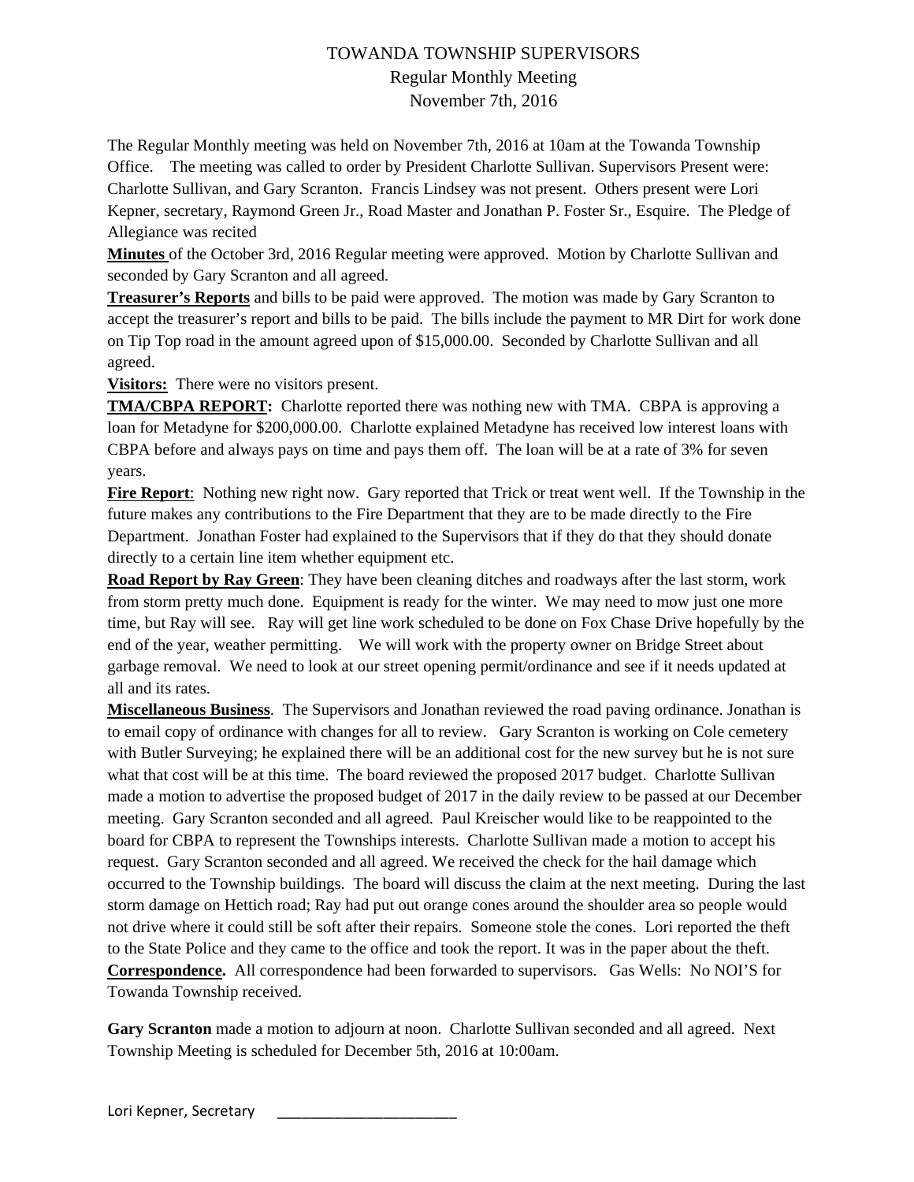# TOWANDA TOWNSHIP SUPERVISORS
## Regular Monthly Meeting
## November 7th, 2016

The Regular Monthly meeting was held on November 7th, 2016 at 10am at the Towanda Township Office. The meeting was called to order by President Charlotte Sullivan. Supervisors Present were: Charlotte Sullivan, and Gary Scranton. Francis Lindsey was not present. Others present were Lori Kepner, secretary, Raymond Green Jr., Road Master and Jonathan P. Foster Sr., Esquire. The Pledge of Allegiance was recited

**Minutes** of the October 3rd, 2016 Regular meeting were approved. Motion by Charlotte Sullivan and seconded by Gary Scranton and all agreed.

**Treasurer's Reports** and bills to be paid were approved. The motion was made by Gary Scranton to accept the treasurer's report and bills to be paid. The bills include the payment to MR Dirt for work done on Tip Top road in the amount agreed upon of $15,000.00. Seconded by Charlotte Sullivan and all agreed.

**Visitors:** There were no visitors present.

**TMA/CBPA REPORT:** Charlotte reported there was nothing new with TMA. CBPA is approving a loan for Metadyne for $200,000.00. Charlotte explained Metadyne has received low interest loans with CBPA before and always pays on time and pays them off. The loan will be at a rate of 3% for seven years.

**Fire Report**: Nothing new right now. Gary reported that Trick or treat went well. If the Township in the future makes any contributions to the Fire Department that they are to be made directly to the Fire Department. Jonathan Foster had explained to the Supervisors that if they do that they should donate directly to a certain line item whether equipment etc.

**Road Report by Ray Green**: They have been cleaning ditches and roadways after the last storm, work from storm pretty much done. Equipment is ready for the winter. We may need to mow just one more time, but Ray will see. Ray will get line work scheduled to be done on Fox Chase Drive hopefully by the end of the year, weather permitting. We will work with the property owner on Bridge Street about garbage removal. We need to look at our street opening permit/ordinance and see if it needs updated at all and its rates.

**Miscellaneous Business**. The Supervisors and Jonathan reviewed the road paving ordinance. Jonathan is to email copy of ordinance with changes for all to review. Gary Scranton is working on Cole cemetery with Butler Surveying; he explained there will be an additional cost for the new survey but he is not sure what that cost will be at this time. The board reviewed the proposed 2017 budget. Charlotte Sullivan made a motion to advertise the proposed budget of 2017 in the daily review to be passed at our December meeting. Gary Scranton seconded and all agreed. Paul Kreischer would like to be reappointed to the board for CBPA to represent the Townships interests. Charlotte Sullivan made a motion to accept his request. Gary Scranton seconded and all agreed. We received the check for the hail damage which occurred to the Township buildings. The board will discuss the claim at the next meeting. During the last storm damage on Hettich road; Ray had put out orange cones around the shoulder area so people would not drive where it could still be soft after their repairs. Someone stole the cones. Lori reported the theft to the State Police and they came to the office and took the report. It was in the paper about the theft.

**Correspondence.** All correspondence had been forwarded to supervisors. Gas Wells: No NOI'S for Towanda Township received.

**Gary Scranton** made a motion to adjourn at noon. Charlotte Sullivan seconded and all agreed. Next Township Meeting is scheduled for December 5th, 2016 at 10:00am.

Lori Kepner, Secretary ______________________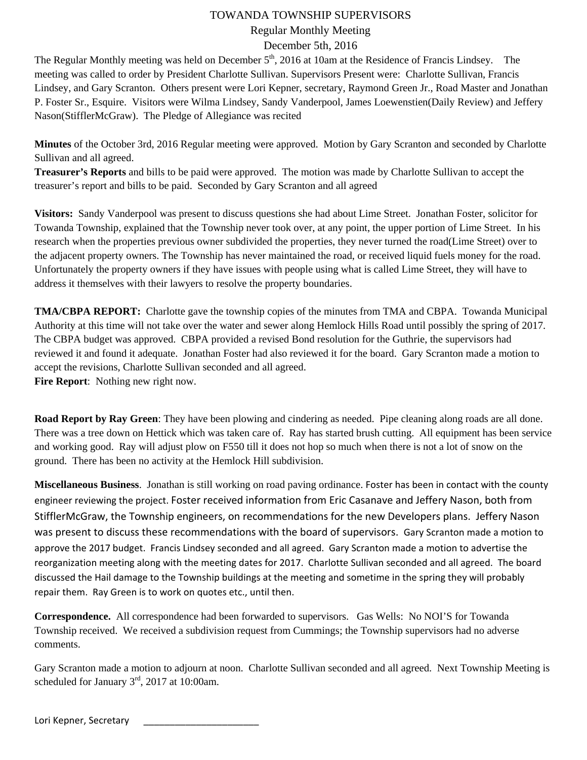# TOWANDA TOWNSHIP SUPERVISORS

## Regular Monthly Meeting

## December 5th, 2016

The Regular Monthly meeting was held on December 5th, 2016 at 10am at the Residence of Francis Lindsey. The meeting was called to order by President Charlotte Sullivan. Supervisors Present were: Charlotte Sullivan, Francis Lindsey, and Gary Scranton. Others present were Lori Kepner, secretary, Raymond Green Jr., Road Master and Jonathan P. Foster Sr., Esquire. Visitors were Wilma Lindsey, Sandy Vanderpool, James Loewenstien(Daily Review) and Jeffery Nason(StifflerMcGraw). The Pledge of Allegiance was recited

**Minutes** of the October 3rd, 2016 Regular meeting were approved. Motion by Gary Scranton and seconded by Charlotte Sullivan and all agreed.

**Treasurer's Reports** and bills to be paid were approved. The motion was made by Charlotte Sullivan to accept the treasurer's report and bills to be paid. Seconded by Gary Scranton and all agreed

**Visitors:** Sandy Vanderpool was present to discuss questions she had about Lime Street. Jonathan Foster, solicitor for Towanda Township, explained that the Township never took over, at any point, the upper portion of Lime Street. In his research when the properties previous owner subdivided the properties, they never turned the road(Lime Street) over to the adjacent property owners. The Township has never maintained the road, or received liquid fuels money for the road. Unfortunately the property owners if they have issues with people using what is called Lime Street, they will have to address it themselves with their lawyers to resolve the property boundaries.

**TMA/CBPA REPORT:** Charlotte gave the township copies of the minutes from TMA and CBPA. Towanda Municipal Authority at this time will not take over the water and sewer along Hemlock Hills Road until possibly the spring of 2017. The CBPA budget was approved. CBPA provided a revised Bond resolution for the Guthrie, the supervisors had reviewed it and found it adequate. Jonathan Foster had also reviewed it for the board. Gary Scranton made a motion to accept the revisions, Charlotte Sullivan seconded and all agreed.

**Fire Report**: Nothing new right now.

**Road Report by Ray Green**: They have been plowing and cindering as needed. Pipe cleaning along roads are all done. There was a tree down on Hettick which was taken care of. Ray has started brush cutting. All equipment has been service and working good. Ray will adjust plow on F550 till it does not hop so much when there is not a lot of snow on the ground. There has been no activity at the Hemlock Hill subdivision.

**Miscellaneous Business**. Jonathan is still working on road paving ordinance. Foster has been in contact with the county engineer reviewing the project. Foster received information from Eric Casanave and Jeffery Nason, both from StifflerMcGraw, the Township engineers, on recommendations for the new Developers plans. Jeffery Nason was present to discuss these recommendations with the board of supervisors. Gary Scranton made a motion to approve the 2017 budget. Francis Lindsey seconded and all agreed. Gary Scranton made a motion to advertise the reorganization meeting along with the meeting dates for 2017. Charlotte Sullivan seconded and all agreed. The board discussed the Hail damage to the Township buildings at the meeting and sometime in the spring they will probably repair them. Ray Green is to work on quotes etc., until then.

**Correspondence.** All correspondence had been forwarded to supervisors. Gas Wells: No NOI'S for Towanda Township received. We received a subdivision request from Cummings; the Township supervisors had no adverse comments.

Gary Scranton made a motion to adjourn at noon. Charlotte Sullivan seconded and all agreed. Next Township Meeting is scheduled for January 3rd, 2017 at 10:00am.

Lori Kepner, Secretary ______________________